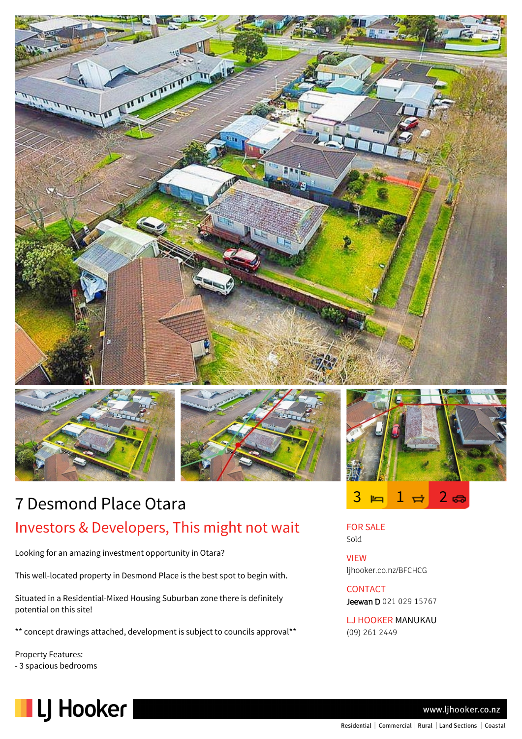# 7 Desmond Place Otara

## Investors & Developers, This might not wait

3 bedrooms | 1 bathroom | 2 car spaces

Looking for an amazing investment opportunity in Otara?

This well-located property in Desmond Place is the best spot to begin with.

Situated in a Residential-Mixed Housing Suburban zone there is definitely potential on this site!

** concept drawings attached, development is subject to councils approval**

Property Features:
- 3 spacious bedrooms

**FOR SALE**
Sold

**VIEW**
ljhooker.co.nz/BFCHCG

**CONTACT**
**Jeewan D** 021 029 15767

**LJ HOOKER** MANUKAU
(09) 261 2449

LJ Hooker

www.ljhooker.co.nz

Residential | Commercial | Rural | Land Sections | Coastal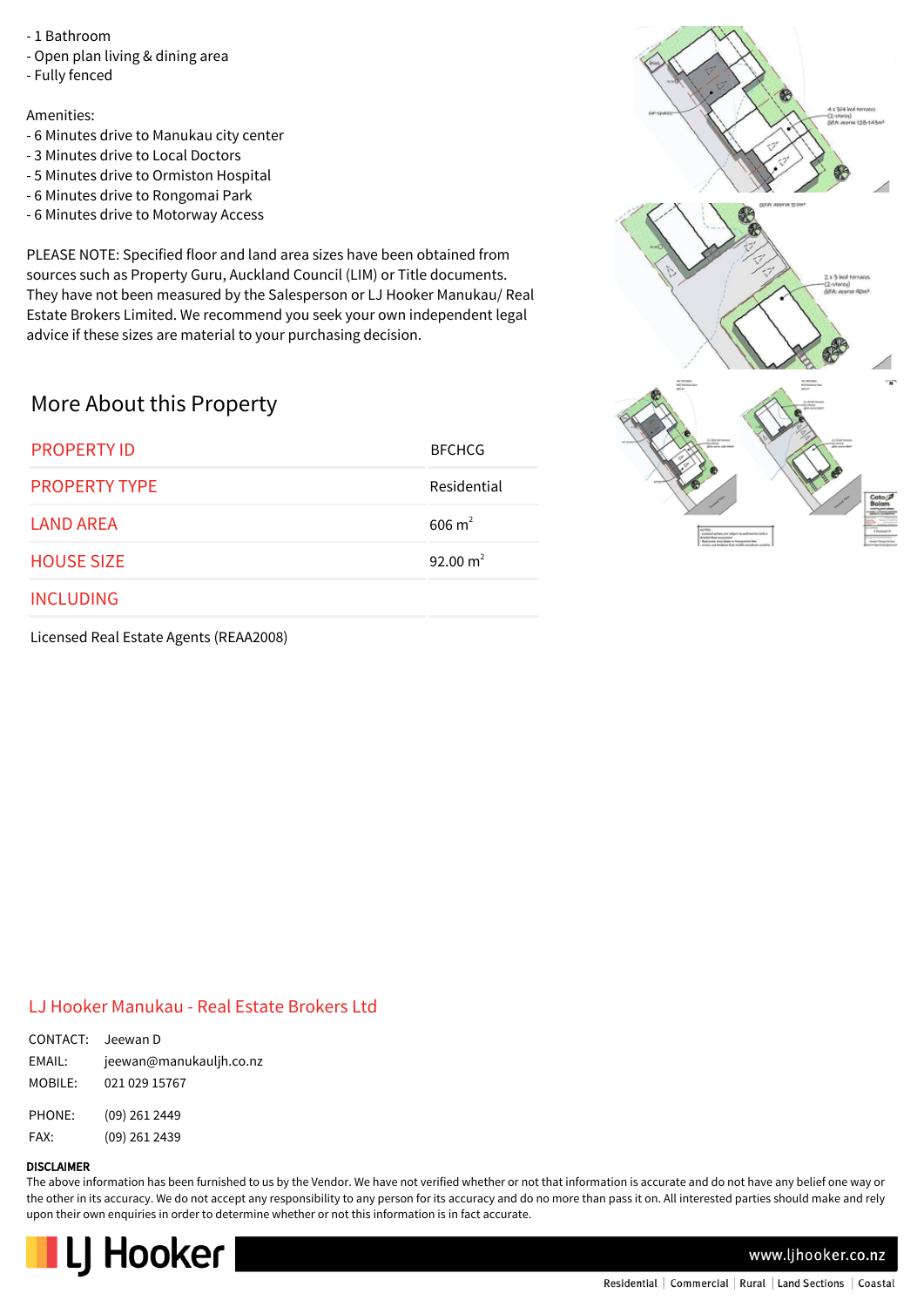- 1 Bathroom
- Open plan living & dining area
- Fully fenced

Amenities:
- 6 Minutes drive to Manukau city center
- 3 Minutes drive to Local Doctors
- 5 Minutes drive to Ormiston Hospital
- 6 Minutes drive to Rongomai Park
- 6 Minutes drive to Motorway Access

PLEASE NOTE: Specified floor and land area sizes have been obtained from sources such as Property Guru, Auckland Council (LIM) or Title documents. They have not been measured by the Salesperson or LJ Hooker Manukau/ Real Estate Brokers Limited. We recommend you seek your own independent legal advice if these sizes are material to your purchasing decision.

## More About this Property

| | |
|---|---|
| PROPERTY ID | BFCHCG |
| PROPERTY TYPE | Residential |
| LAND AREA | 606 $m^2$ |
| HOUSE SIZE | 92.00 $m^2$ |
| INCLUDING | |

Licensed Real Estate Agents (REAA2008)

## LJ Hooker Manukau - Real Estate Brokers Ltd

CONTACT: Jeewan D
EMAIL: jeewan@manukauljh.co.nz
MOBILE: 021 029 15767

PHONE: (09) 261 2449
FAX: (09) 261 2439

**DISCLAIMER**
The above information has been furnished to us by the Vendor. We have not verified whether or not that information is accurate and do not have any belief one way or the other in its accuracy. We do not accept any responsibility to any person for its accuracy and do no more than pass it on. All interested parties should make and rely upon their own enquiries in order to determine whether or not this information is in fact accurate.